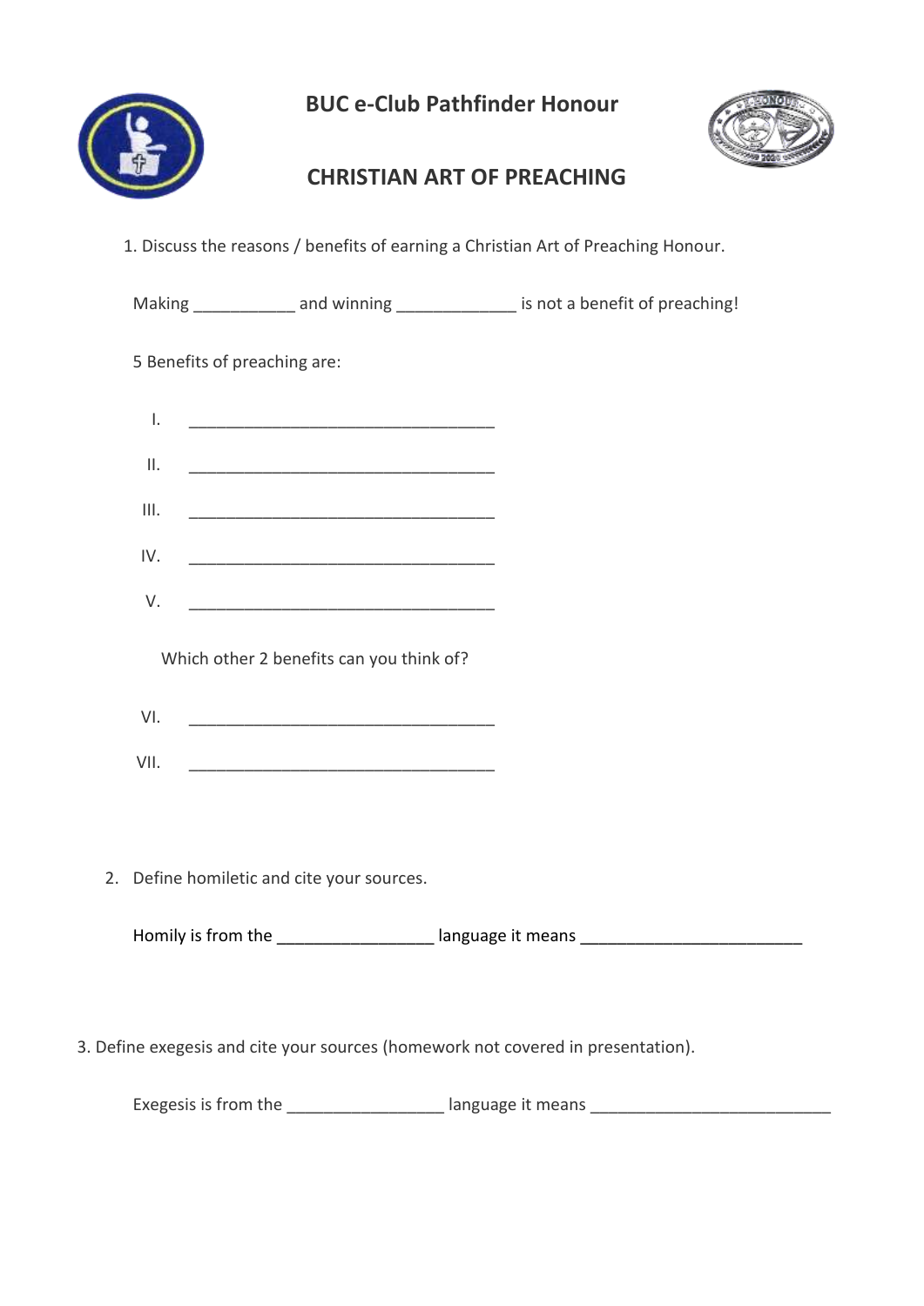# BUC e-Club Pathfinder Honour

## CHRISTIAN ART OF PREACHING

1. Discuss the reasons / benefits of earning a Christian Art of Preaching Honour.

   Making ___________ and winning _____________ is not a benefit of preaching!

   5 Benefits of preaching are:

   I. __________________________________

   II. __________________________________

   III. __________________________________

   IV. __________________________________

   V. __________________________________

   Which other 2 benefits can you think of?

   VI. __________________________________

   VII. __________________________________

2. Define homiletic and cite your sources.

   Homily is from the _________________ language it means ________________________

3. Define exegesis and cite your sources (homework not covered in presentation).

   Exegesis is from the _________________ language it means __________________________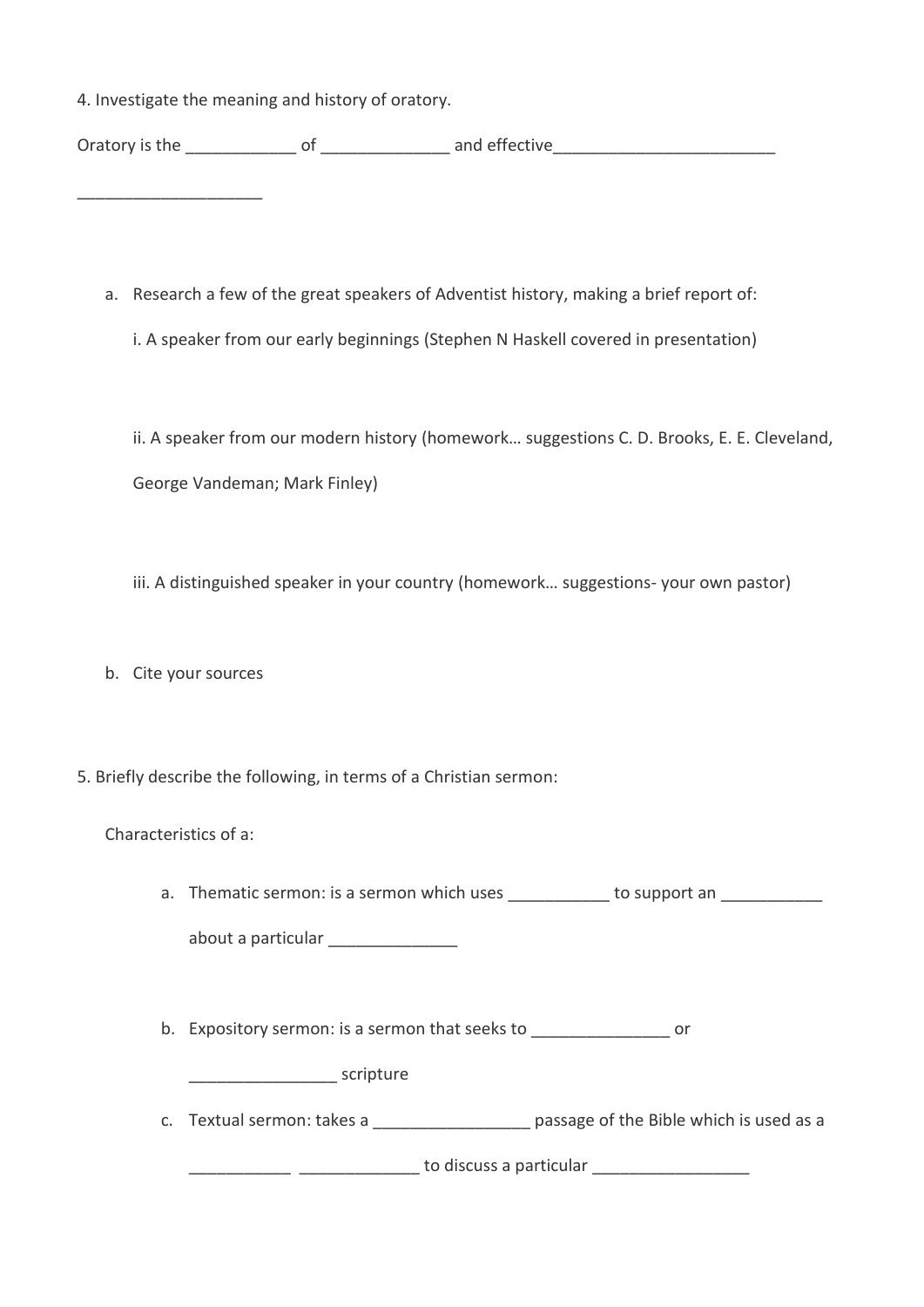4. Investigate the meaning and history of oratory.

Oratory is the ____________ of ______________ and effective________________________

____________________

   a. Research a few of the great speakers of Adventist history, making a brief report of:

      i. A speaker from our early beginnings (Stephen N Haskell covered in presentation)

      ii. A speaker from our modern history (homework… suggestions C. D. Brooks, E. E. Cleveland, George Vandeman; Mark Finley)

      iii. A distinguished speaker in your country (homework… suggestions- your own pastor)

   b. Cite your sources

5. Briefly describe the following, in terms of a Christian sermon:

   Characteristics of a:

   a. Thematic sermon: is a sermon which uses ___________ to support an ___________ about a particular ______________

   b. Expository sermon: is a sermon that seeks to _______________ or ________________ scripture

   c. Textual sermon: takes a _________________ passage of the Bible which is used as a ___________ _____________ to discuss a particular _________________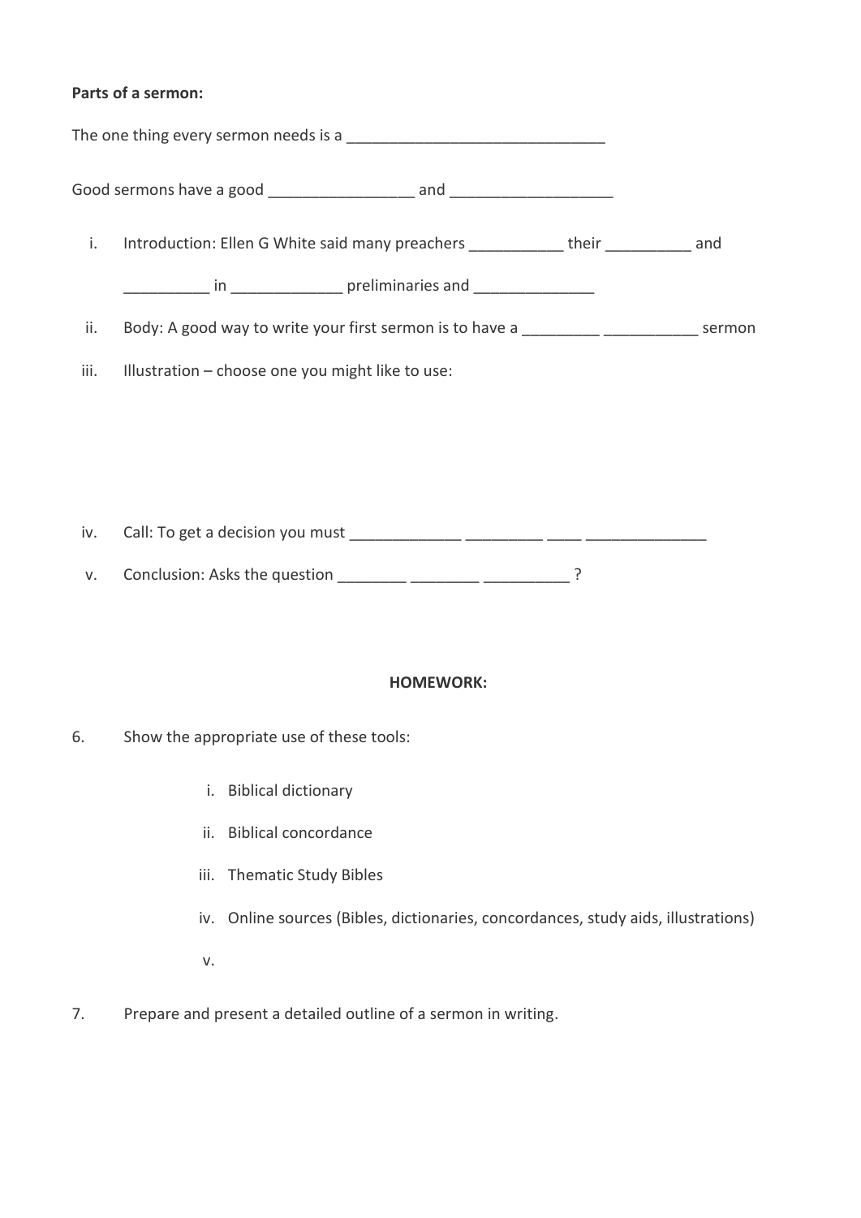**Parts of a sermon:**

The one thing every sermon needs is a ______________________________

Good sermons have a good ________________ and __________________

i. Introduction: Ellen G White said many preachers ___________ their __________ and __________ in _____________ preliminaries and ______________

ii. Body: A good way to write your first sermon is to have a _________ ___________ sermon

iii. Illustration – choose one you might like to use:

iv. Call: To get a decision you must _____________ _________ ____ ______________

v. Conclusion: Asks the question ________ ________ __________ ?

**HOMEWORK:**

6. Show the appropriate use of these tools:

   i. Biblical dictionary
   ii. Biblical concordance
   iii. Thematic Study Bibles
   iv. Online sources (Bibles, dictionaries, concordances, study aids, illustrations)
   v.

7. Prepare and present a detailed outline of a sermon in writing.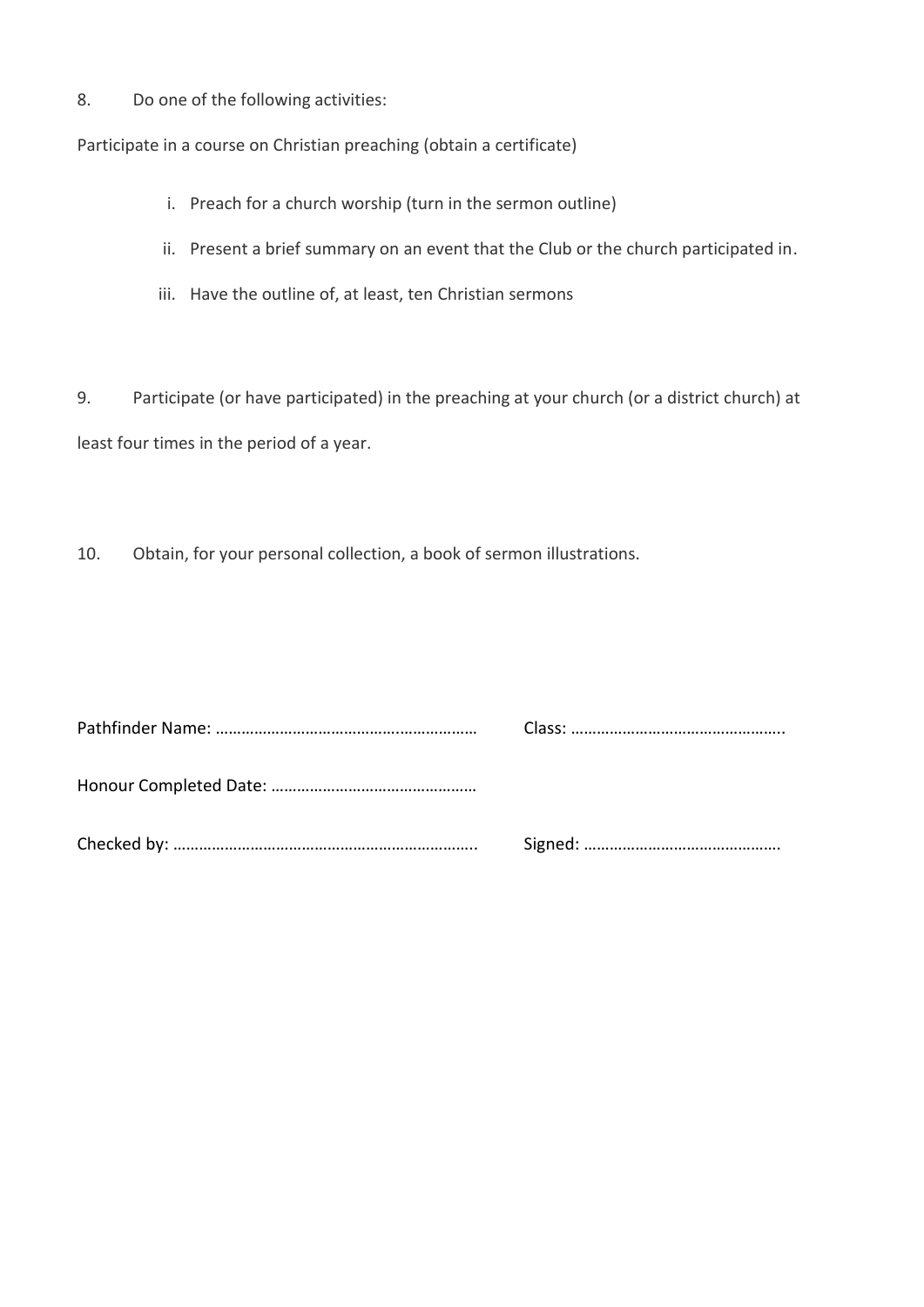8. Do one of the following activities:

Participate in a course on Christian preaching (obtain a certificate)

i. Preach for a church worship (turn in the sermon outline)
ii. Present a brief summary on an event that the Club or the church participated in.
iii. Have the outline of, at least, ten Christian sermons

9. Participate (or have participated) in the preaching at your church (or a district church) at least four times in the period of a year.

10. Obtain, for your personal collection, a book of sermon illustrations.

Pathfinder Name: …………………………………………………… Class: …………………………………………..

Honour Completed Date: ………………………………………

Checked by: …………………………………………………………. Signed: ………………………………………